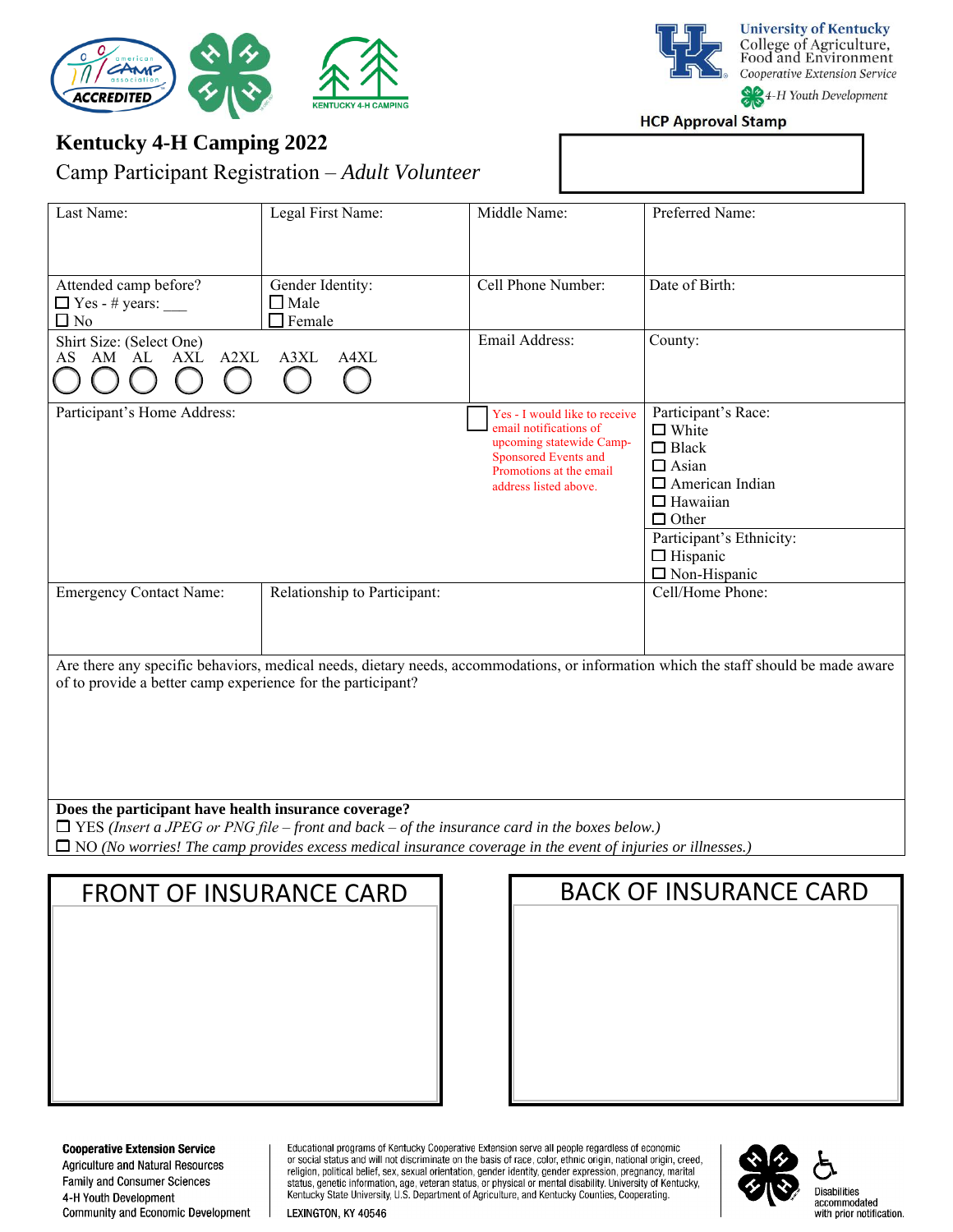University of Kentucky
College of Agriculture, Food and Environment
*Cooperative Extension Service*
*4-H Youth Development*

KENTUCKY 4-H CAMPING

ACCREDITED

**HCP Approval Stamp**

# Kentucky 4-H Camping 2022

## Camp Participant Registration – *Adult Volunteer*

| Last Name: | Legal First Name: | Middle Name: | Preferred Name: |
|---|---|---|---|
| Attended camp before?<br>☐ Yes - # years: ___<br>☐ No | Gender Identity:<br>☐ Male<br>☐ Female | Cell Phone Number: | Date of Birth: |
| Shirt Size: (Select One)<br>AS ◯ AM ◯ AL ◯ AXL ◯ A2XL ◯ A3XL ◯ A4XL ◯ | | Email Address: | County: |
| Participant's Home Address: | | ☐ Yes - I would like to receive email notifications of upcoming statewide Camp-Sponsored Events and Promotions at the email address listed above. | Participant's Race:<br>☐ White<br>☐ Black<br>☐ Asian<br>☐ American Indian<br>☐ Hawaiian<br>☐ Other<br>Participant's Ethnicity:<br>☐ Hispanic<br>☐ Non-Hispanic |
| Emergency Contact Name: | Relationship to Participant: | | Cell/Home Phone: |

Are there any specific behaviors, medical needs, dietary needs, accommodations, or information which the staff should be made aware of to provide a better camp experience for the participant?

**Does the participant have health insurance coverage?**

☐ YES *(Insert a JPEG or PNG file – front and back – of the insurance card in the boxes below.)*

☐ NO *(No worries! The camp provides excess medical insurance coverage in the event of injuries or illnesses.)*

| FRONT OF INSURANCE CARD | BACK OF INSURANCE CARD |
|---|---|
| | |

**Cooperative Extension Service**
Agriculture and Natural Resources
Family and Consumer Sciences
4-H Youth Development
Community and Economic Development

Educational programs of Kentucky Cooperative Extension serve all people regardless of economic or social status and will not discriminate on the basis of race, color, ethnic origin, national origin, creed, religion, political belief, sex, sexual orientation, gender identity, gender expression, pregnancy, marital status, genetic information, age, veteran status, or physical or mental disability. University of Kentucky, Kentucky State University, U.S. Department of Agriculture, and Kentucky Counties, Cooperating.

LEXINGTON, KY 40546

Disabilities accommodated with prior notification.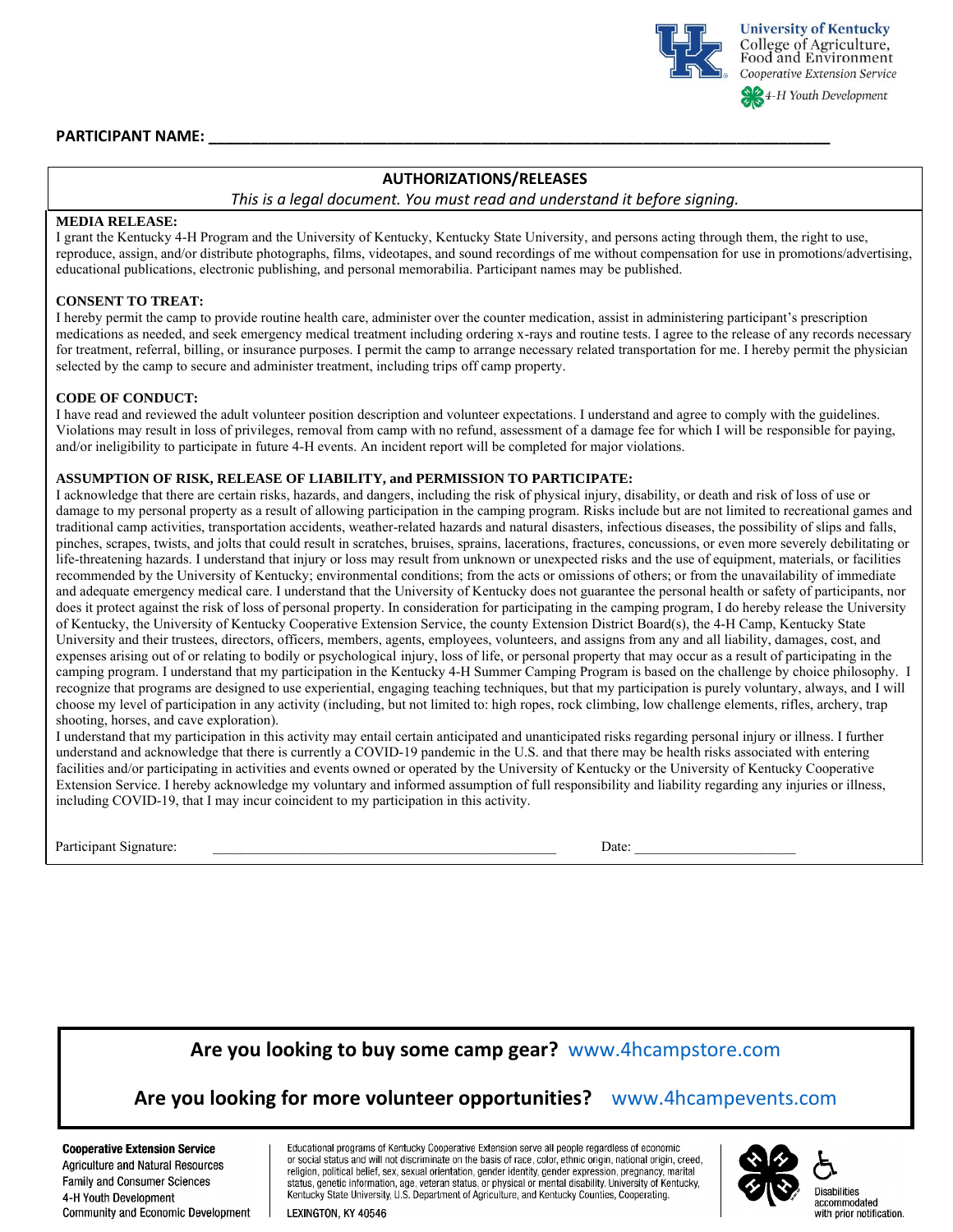University of Kentucky
College of Agriculture, Food and Environment
Cooperative Extension Service
4-H Youth Development

**PARTICIPANT NAME: ___________________________________________________________________________**

## AUTHORIZATIONS/RELEASES

*This is a legal document. You must read and understand it before signing.*

**MEDIA RELEASE:**
I grant the Kentucky 4-H Program and the University of Kentucky, Kentucky State University, and persons acting through them, the right to use, reproduce, assign, and/or distribute photographs, films, videotapes, and sound recordings of me without compensation for use in promotions/advertising, educational publications, electronic publishing, and personal memorabilia. Participant names may be published.

**CONSENT TO TREAT:**
I hereby permit the camp to provide routine health care, administer over the counter medication, assist in administering participant's prescription medications as needed, and seek emergency medical treatment including ordering x-rays and routine tests. I agree to the release of any records necessary for treatment, referral, billing, or insurance purposes. I permit the camp to arrange necessary related transportation for me. I hereby permit the physician selected by the camp to secure and administer treatment, including trips off camp property.

**CODE OF CONDUCT:**
I have read and reviewed the adult volunteer position description and volunteer expectations. I understand and agree to comply with the guidelines. Violations may result in loss of privileges, removal from camp with no refund, assessment of a damage fee for which I will be responsible for paying, and/or ineligibility to participate in future 4-H events. An incident report will be completed for major violations.

**ASSUMPTION OF RISK, RELEASE OF LIABILITY, and PERMISSION TO PARTICIPATE:**
I acknowledge that there are certain risks, hazards, and dangers, including the risk of physical injury, disability, or death and risk of loss of use or damage to my personal property as a result of allowing participation in the camping program. Risks include but are not limited to recreational games and traditional camp activities, transportation accidents, weather-related hazards and natural disasters, infectious diseases, the possibility of slips and falls, pinches, scrapes, twists, and jolts that could result in scratches, bruises, sprains, lacerations, fractures, concussions, or even more severely debilitating or life-threatening hazards. I understand that injury or loss may result from unknown or unexpected risks and the use of equipment, materials, or facilities recommended by the University of Kentucky; environmental conditions; from the acts or omissions of others; or from the unavailability of immediate and adequate emergency medical care. I understand that the University of Kentucky does not guarantee the personal health or safety of participants, nor does it protect against the risk of loss of personal property. In consideration for participating in the camping program, I do hereby release the University of Kentucky, the University of Kentucky Cooperative Extension Service, the county Extension District Board(s), the 4-H Camp, Kentucky State University and their trustees, directors, officers, members, agents, employees, volunteers, and assigns from any and all liability, damages, cost, and expenses arising out of or relating to bodily or psychological injury, loss of life, or personal property that may occur as a result of participating in the camping program. I understand that my participation in the Kentucky 4-H Summer Camping Program is based on the challenge by choice philosophy. I recognize that programs are designed to use experiential, engaging teaching techniques, but that my participation is purely voluntary, always, and I will choose my level of participation in any activity (including, but not limited to: high ropes, rock climbing, low challenge elements, rifles, archery, trap shooting, horses, and cave exploration).
I understand that my participation in this activity may entail certain anticipated and unanticipated risks regarding personal injury or illness. I further understand and acknowledge that there is currently a COVID-19 pandemic in the U.S. and that there may be health risks associated with entering facilities and/or participating in activities and events owned or operated by the University of Kentucky or the University of Kentucky Cooperative Extension Service. I hereby acknowledge my voluntary and informed assumption of full responsibility and liability regarding any injuries or illness, including COVID-19, that I may incur coincident to my participation in this activity.

Participant Signature: _________________________________________________ Date: ______________________

**Are you looking to buy some camp gear?** www.4hcampstore.com

**Are you looking for more volunteer opportunities?** www.4hcampevents.com

**Cooperative Extension Service**
Agriculture and Natural Resources
Family and Consumer Sciences
4-H Youth Development
Community and Economic Development

Educational programs of Kentucky Cooperative Extension serve all people regardless of economic or social status and will not discriminate on the basis of race, color, ethnic origin, national origin, creed, religion, political belief, sex, sexual orientation, gender identity, gender expression, pregnancy, marital status, genetic information, age, veteran status, or physical or mental disability. University of Kentucky, Kentucky State University, U.S. Department of Agriculture, and Kentucky Counties, Cooperating.
LEXINGTON, KY 40546

Disabilities accommodated with prior notification.